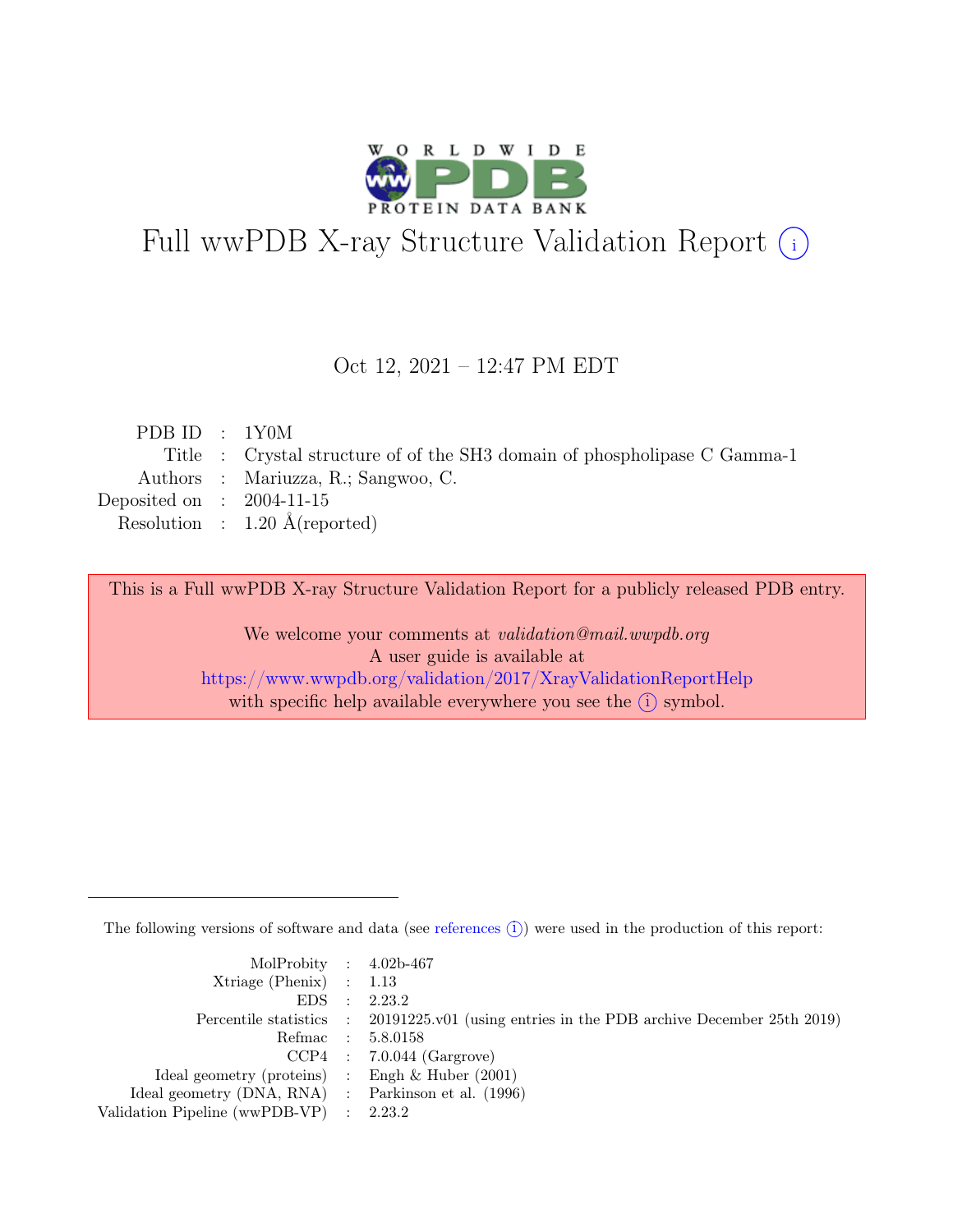# Full wwPDB X-ray Structure Validation Report ⓘ

Oct 12, 2021 – 12:47 PM EDT

| | | |
|---|---|---|
| PDB ID | : | 1Y0M |
| Title | : | Crystal structure of of the SH3 domain of phospholipase C Gamma-1 |
| Authors | : | Mariuzza, R.; Sangwoo, C. |
| Deposited on | : | 2004-11-15 |
| Resolution | : | 1.20 Å(reported) |

This is a Full wwPDB X-ray Structure Validation Report for a publicly released PDB entry.

We welcome your comments at *validation@mail.wwpdb.org*
A user guide is available at
https://www.wwpdb.org/validation/2017/XrayValidationReportHelp
with specific help available everywhere you see the ⓘ symbol.

The following versions of software and data (see references ⓘ) were used in the production of this report:

| | | |
|---|---|---|
| MolProbity | : | 4.02b-467 |
| Xtriage (Phenix) | : | 1.13 |
| EDS | : | 2.23.2 |
| Percentile statistics | : | 20191225.v01 (using entries in the PDB archive December 25th 2019) |
| Refmac | : | 5.8.0158 |
| CCP4 | : | 7.0.044 (Gargrove) |
| Ideal geometry (proteins) | : | Engh & Huber (2001) |
| Ideal geometry (DNA, RNA) | : | Parkinson et al. (1996) |
| Validation Pipeline (wwPDB-VP) | : | 2.23.2 |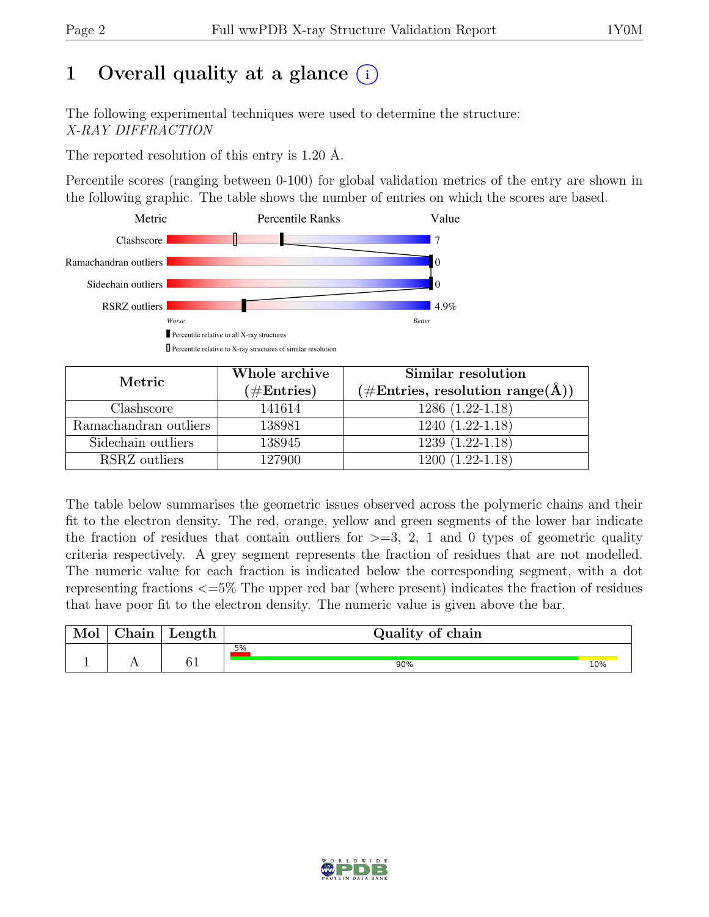# 1 Overall quality at a glance (i)

The following experimental techniques were used to determine the structure:
*X-RAY DIFFRACTION*

The reported resolution of this entry is 1.20 Å.

Percentile scores (ranging between 0-100) for global validation metrics of the entry are shown in the following graphic. The table shows the number of entries on which the scores are based.

| Metric | Value |
|---|---|
| Clashscore | 7 |
| Ramachandran outliers | 0 |
| Sidechain outliers | 0 |
| RSRZ outliers | 4.9% |

Worse — Better

Percentile relative to all X-ray structures

Percentile relative to X-ray structures of similar resolution

| Metric | Whole archive (#Entries) | Similar resolution (#Entries, resolution range(Å)) |
|---|---|---|
| Clashscore | 141614 | 1286 (1.22-1.18) |
| Ramachandran outliers | 138981 | 1240 (1.22-1.18) |
| Sidechain outliers | 138945 | 1239 (1.22-1.18) |
| RSRZ outliers | 127900 | 1200 (1.22-1.18) |

The table below summarises the geometric issues observed across the polymeric chains and their fit to the electron density. The red, orange, yellow and green segments of the lower bar indicate the fraction of residues that contain outliers for >=3, 2, 1 and 0 types of geometric quality criteria respectively. A grey segment represents the fraction of residues that are not modelled. The numeric value for each fraction is indicated below the corresponding segment, with a dot representing fractions <=5% The upper red bar (where present) indicates the fraction of residues that have poor fit to the electron density. The numeric value is given above the bar.

| Mol | Chain | Length | Quality of chain |
|---|---|---|---|
| 1 | A | 61 | 5% / 90% / 10% |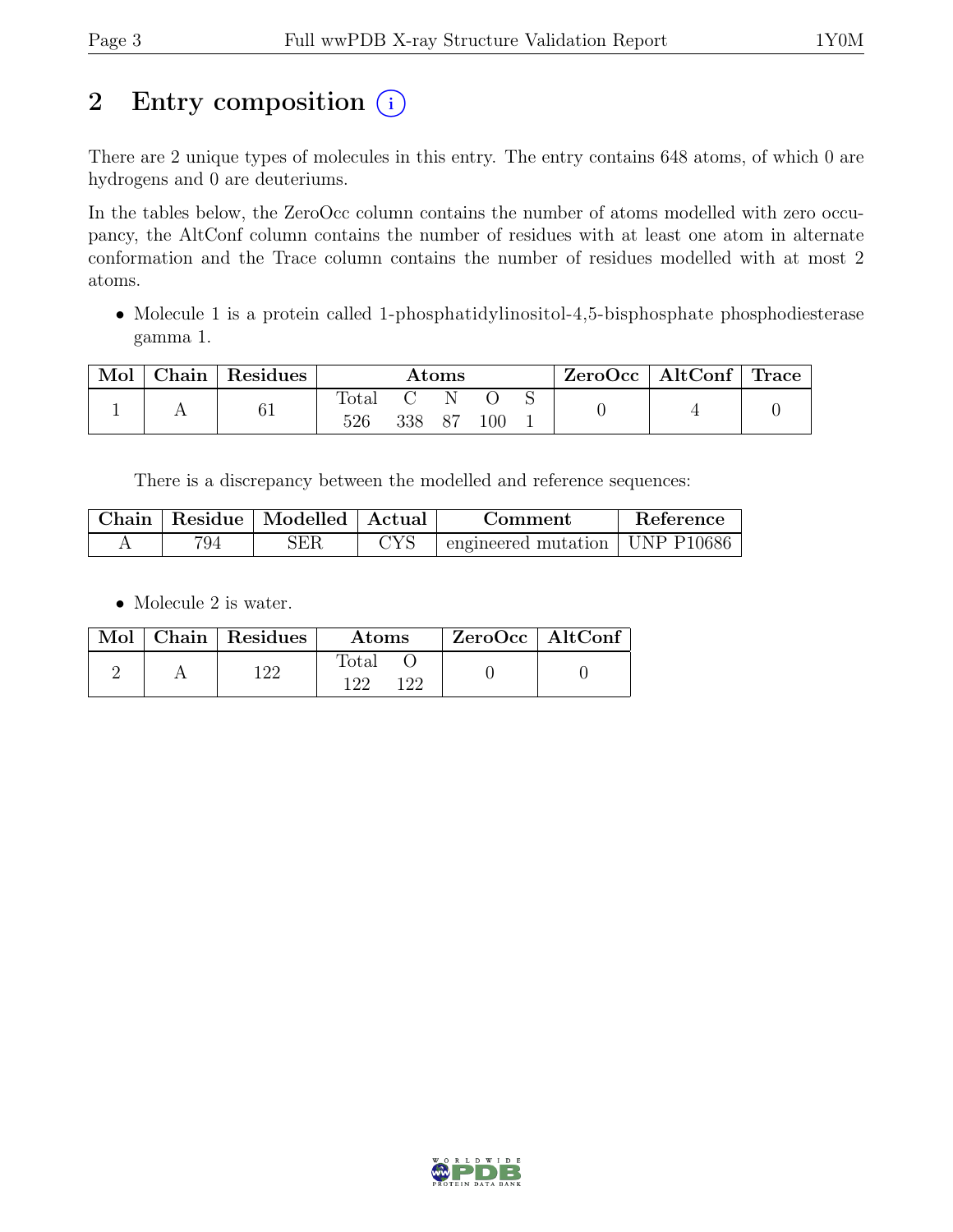## 2 Entry composition (i)

There are 2 unique types of molecules in this entry. The entry contains 648 atoms, of which 0 are hydrogens and 0 are deuteriums.

In the tables below, the ZeroOcc column contains the number of atoms modelled with zero occupancy, the AltConf column contains the number of residues with at least one atom in alternate conformation and the Trace column contains the number of residues modelled with at most 2 atoms.

- Molecule 1 is a protein called 1-phosphatidylinositol-4,5-bisphosphate phosphodiesterase gamma 1.

| Mol | Chain | Residues | Atoms | | | | | ZeroOcc | AltConf | Trace |
|---|---|---|---|---|---|---|---|---|---|---|
| | | | Total | C | N | O | S | | | |
| 1 | A | 61 | 526 | 338 | 87 | 100 | 1 | 0 | 4 | 0 |

There is a discrepancy between the modelled and reference sequences:

| Chain | Residue | Modelled | Actual | Comment | Reference |
|---|---|---|---|---|---|
| A | 794 | SER | CYS | engineered mutation | UNP P10686 |

- Molecule 2 is water.

| Mol | Chain | Residues | Atoms | | ZeroOcc | AltConf |
|---|---|---|---|---|---|---|
| | | | Total | O | | |
| 2 | A | 122 | 122 | 122 | 0 | 0 |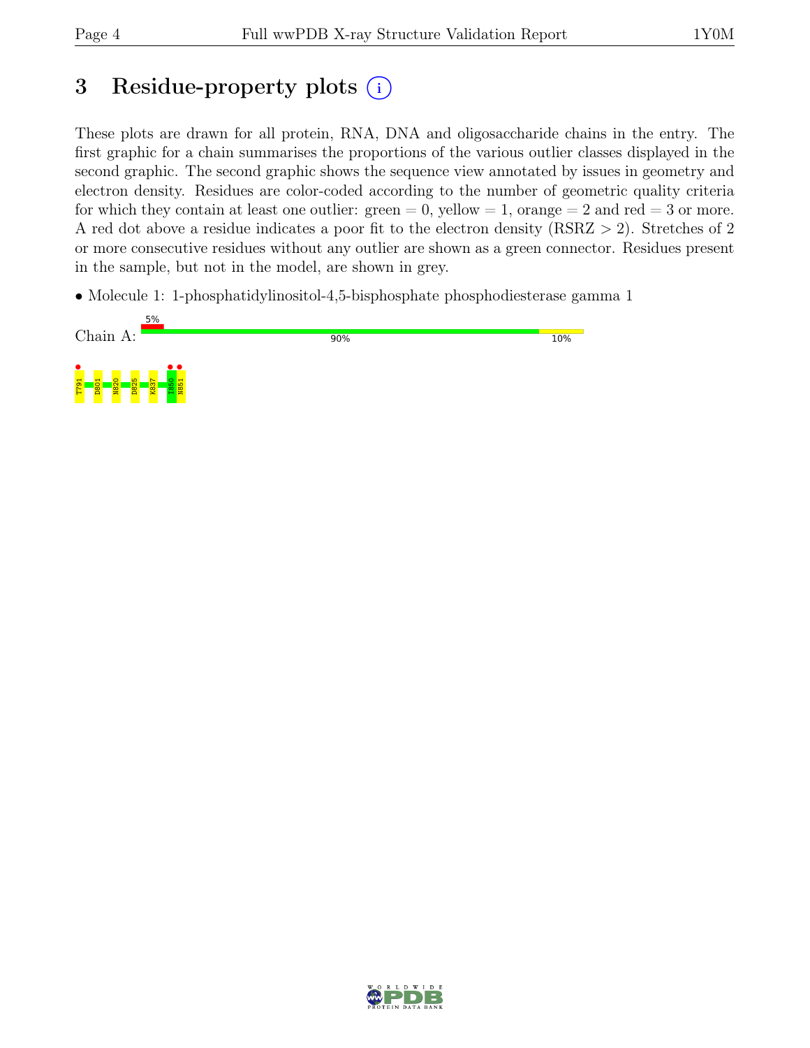# 3 Residue-property plots (i)

These plots are drawn for all protein, RNA, DNA and oligosaccharide chains in the entry. The first graphic for a chain summarises the proportions of the various outlier classes displayed in the second graphic. The second graphic shows the sequence view annotated by issues in geometry and electron density. Residues are color-coded according to the number of geometric quality criteria for which they contain at least one outlier: green = 0, yellow = 1, orange = 2 and red = 3 or more. A red dot above a residue indicates a poor fit to the electron density (RSRZ > 2). Stretches of 2 or more consecutive residues without any outlier are shown as a green connector. Residues present in the sample, but not in the model, are shown in grey.

- Molecule 1: 1-phosphatidylinositol-4,5-bisphosphate phosphodiesterase gamma 1

Chain A: 5% | 90% | 10%

T791 D801 N820 D825 K837 I850 N851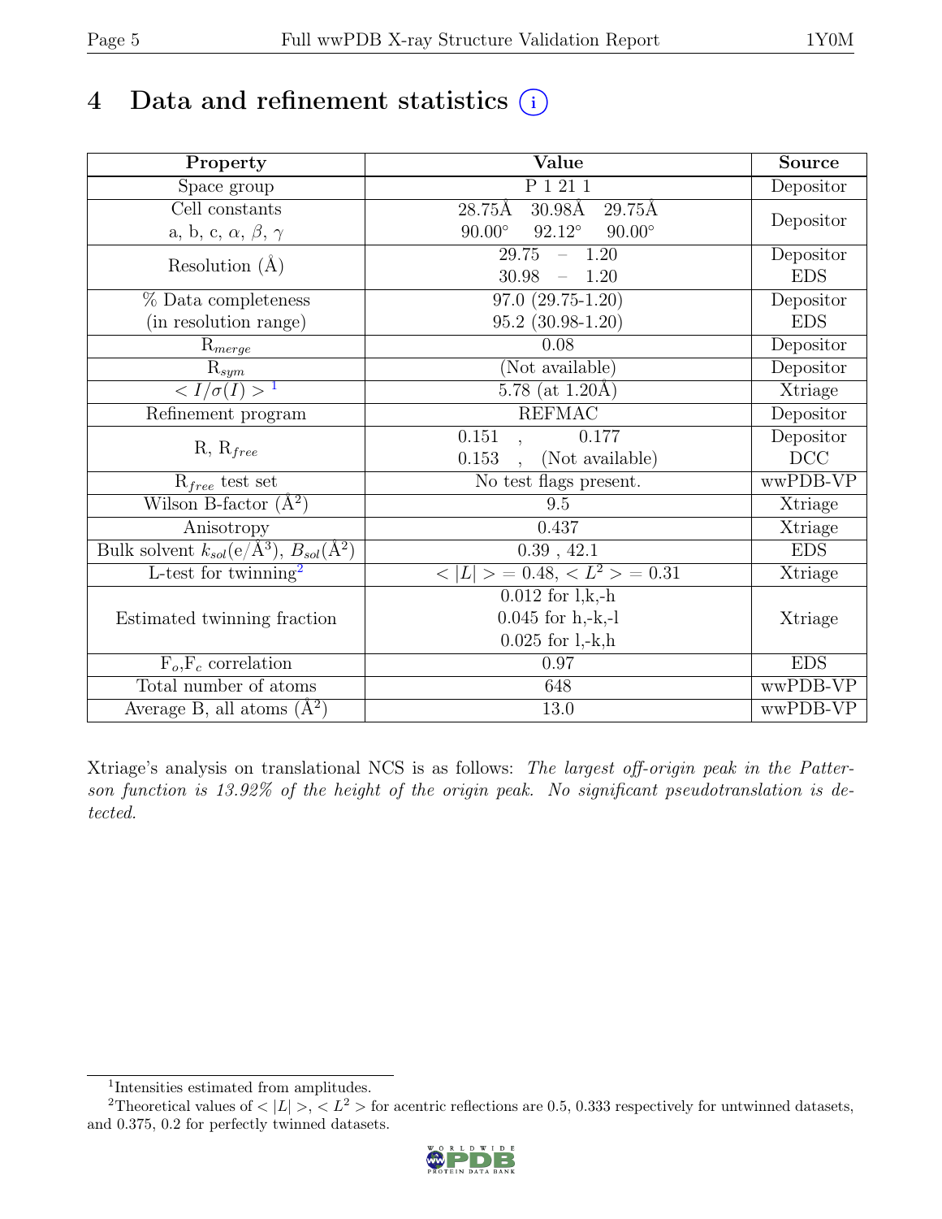# 4 Data and refinement statistics

| Property | Value | Source |
|---|---|---|
| Space group | P 1 21 1 | Depositor |
| Cell constants<br>a, b, c, $\alpha$, $\beta$, $\gamma$ | 28.75Å 30.98Å 29.75Å<br>90.00° 92.12° 90.00° | Depositor |
| Resolution (Å) | 29.75 – 1.20<br>30.98 – 1.20 | Depositor<br>EDS |
| % Data completeness<br>(in resolution range) | 97.0 (29.75-1.20)<br>95.2 (30.98-1.20) | Depositor<br>EDS |
| $R_{merge}$ | 0.08 | Depositor |
| $R_{sym}$ | (Not available) | Depositor |
| $< I/\sigma(I) >$ [1] | 5.78 (at 1.20Å) | Xtriage |
| Refinement program | REFMAC | Depositor |
| R, $R_{free}$ | 0.151 , 0.177<br>0.153 , (Not available) | Depositor<br>DCC |
| $R_{free}$ test set | No test flags present. | wwPDB-VP |
| Wilson B-factor (Å$^2$) | 9.5 | Xtriage |
| Anisotropy | 0.437 | Xtriage |
| Bulk solvent $k_{sol}$(e/Å$^3$), $B_{sol}$(Å$^2$) | 0.39 , 42.1 | EDS |
| L-test for twinning[2] | $< \|L\| > = 0.48$, $< L^2 > = 0.31$ | Xtriage |
| Estimated twinning fraction | 0.012 for l,k,-h<br>0.045 for h,-k,-l<br>0.025 for l,-k,h | Xtriage |
| $F_o$,$F_c$ correlation | 0.97 | EDS |
| Total number of atoms | 648 | wwPDB-VP |
| Average B, all atoms (Å$^2$) | 13.0 | wwPDB-VP |

Xtriage's analysis on translational NCS is as follows: *The largest off-origin peak in the Patterson function is 13.92% of the height of the origin peak. No significant pseudotranslation is detected.*

[1] Intensities estimated from amplitudes.

[2] Theoretical values of $< |L| >$, $< L^2 >$ for acentric reflections are 0.5, 0.333 respectively for untwinned datasets, and 0.375, 0.2 for perfectly twinned datasets.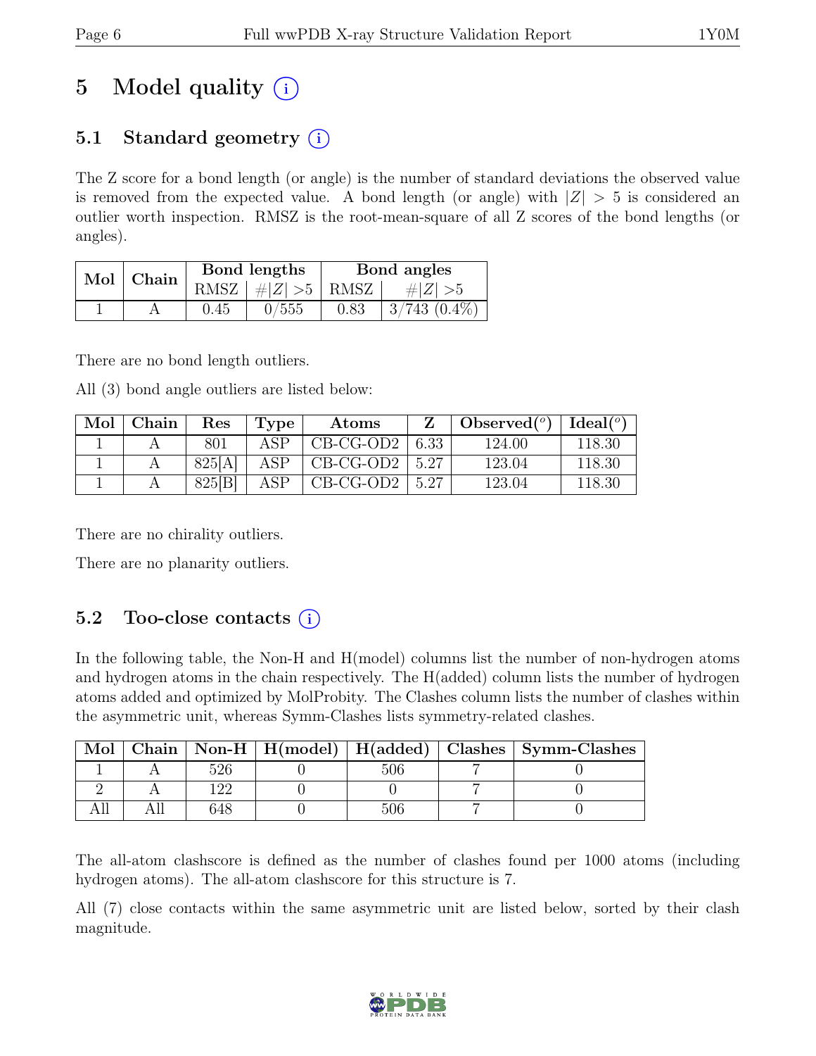# 5 Model quality (i)

## 5.1 Standard geometry (i)

The Z score for a bond length (or angle) is the number of standard deviations the observed value is removed from the expected value. A bond length (or angle) with $|Z| > 5$ is considered an outlier worth inspection. RMSZ is the root-mean-square of all Z scores of the bond lengths (or angles).

| Mol | Chain | Bond lengths | | Bond angles | |
|---|---|---|---|---|---|
| | | RMSZ | $\#|Z| > 5$ | RMSZ | $\#|Z| > 5$ |
| 1 | A | 0.45 | 0/555 | 0.83 | 3/743 (0.4%) |

There are no bond length outliers.

All (3) bond angle outliers are listed below:

| Mol | Chain | Res | Type | Atoms | Z | Observed(°) | Ideal(°) |
|---|---|---|---|---|---|---|---|
| 1 | A | 801 | ASP | CB-CG-OD2 | 6.33 | 124.00 | 118.30 |
| 1 | A | 825[A] | ASP | CB-CG-OD2 | 5.27 | 123.04 | 118.30 |
| 1 | A | 825[B] | ASP | CB-CG-OD2 | 5.27 | 123.04 | 118.30 |

There are no chirality outliers.

There are no planarity outliers.

## 5.2 Too-close contacts (i)

In the following table, the Non-H and H(model) columns list the number of non-hydrogen atoms and hydrogen atoms in the chain respectively. The H(added) column lists the number of hydrogen atoms added and optimized by MolProbity. The Clashes column lists the number of clashes within the asymmetric unit, whereas Symm-Clashes lists symmetry-related clashes.

| Mol | Chain | Non-H | H(model) | H(added) | Clashes | Symm-Clashes |
|---|---|---|---|---|---|---|
| 1 | A | 526 | 0 | 506 | 7 | 0 |
| 2 | A | 122 | 0 | 0 | 7 | 0 |
| All | All | 648 | 0 | 506 | 7 | 0 |

The all-atom clashscore is defined as the number of clashes found per 1000 atoms (including hydrogen atoms). The all-atom clashscore for this structure is 7.

All (7) close contacts within the same asymmetric unit are listed below, sorted by their clash magnitude.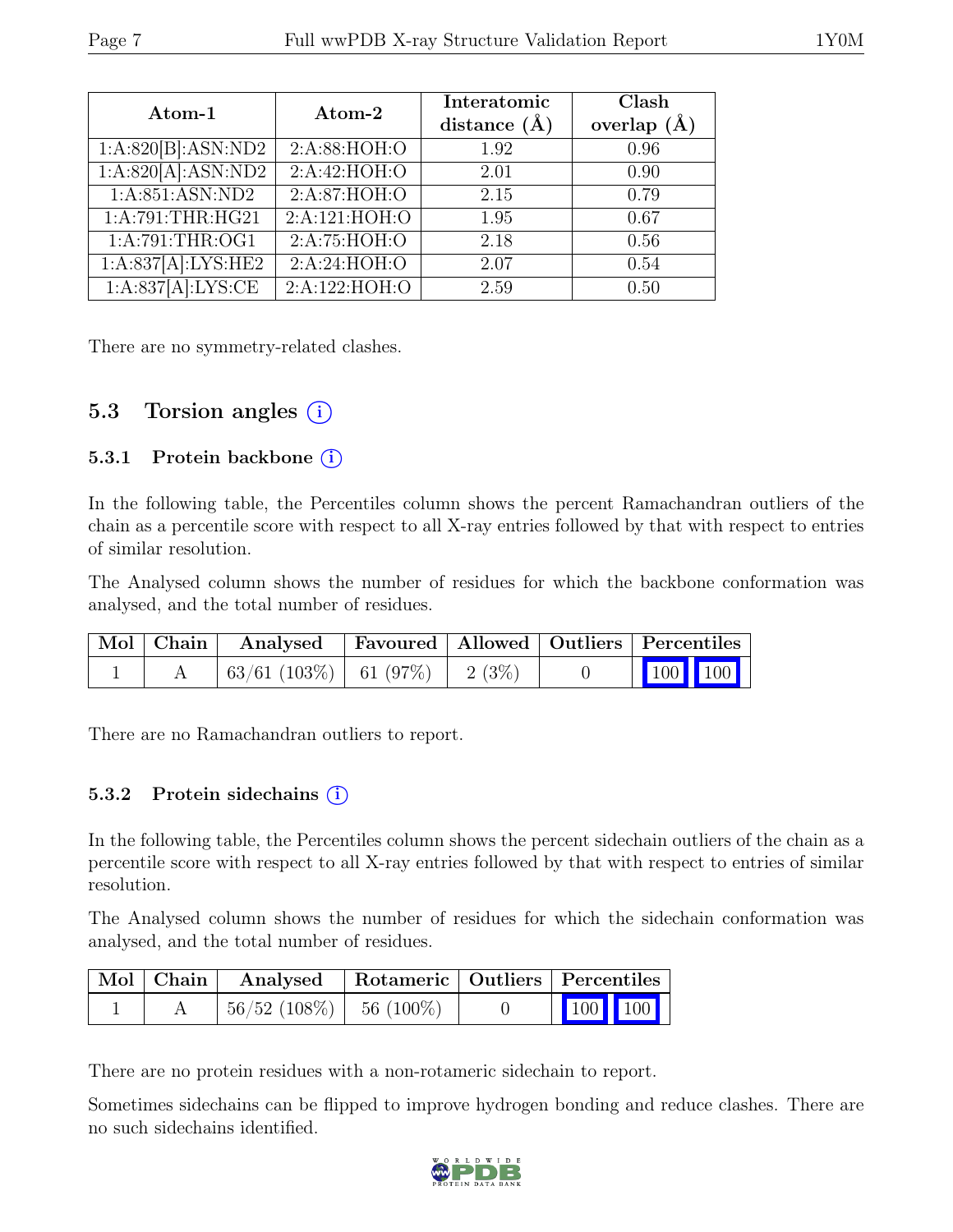| Atom-1 | Atom-2 | Interatomic distance (Å) | Clash overlap (Å) |
|---|---|---|---|
| 1:A:820[B]:ASN:ND2 | 2:A:88:HOH:O | 1.92 | 0.96 |
| 1:A:820[A]:ASN:ND2 | 2:A:42:HOH:O | 2.01 | 0.90 |
| 1:A:851:ASN:ND2 | 2:A:87:HOH:O | 2.15 | 0.79 |
| 1:A:791:THR:HG21 | 2:A:121:HOH:O | 1.95 | 0.67 |
| 1:A:791:THR:OG1 | 2:A:75:HOH:O | 2.18 | 0.56 |
| 1:A:837[A]:LYS:HE2 | 2:A:24:HOH:O | 2.07 | 0.54 |
| 1:A:837[A]:LYS:CE | 2:A:122:HOH:O | 2.59 | 0.50 |

There are no symmetry-related clashes.

## 5.3 Torsion angles (i)

### 5.3.1 Protein backbone (i)

In the following table, the Percentiles column shows the percent Ramachandran outliers of the chain as a percentile score with respect to all X-ray entries followed by that with respect to entries of similar resolution.

The Analysed column shows the number of residues for which the backbone conformation was analysed, and the total number of residues.

| Mol | Chain | Analysed | Favoured | Allowed | Outliers | Percentiles | |
|---|---|---|---|---|---|---|---|
| 1 | A | 63/61 (103%) | 61 (97%) | 2 (3%) | 0 | 100 | 100 |

There are no Ramachandran outliers to report.

### 5.3.2 Protein sidechains (i)

In the following table, the Percentiles column shows the percent sidechain outliers of the chain as a percentile score with respect to all X-ray entries followed by that with respect to entries of similar resolution.

The Analysed column shows the number of residues for which the sidechain conformation was analysed, and the total number of residues.

| Mol | Chain | Analysed | Rotameric | Outliers | Percentiles | |
|---|---|---|---|---|---|---|
| 1 | A | 56/52 (108%) | 56 (100%) | 0 | 100 | 100 |

There are no protein residues with a non-rotameric sidechain to report.

Sometimes sidechains can be flipped to improve hydrogen bonding and reduce clashes. There are no such sidechains identified.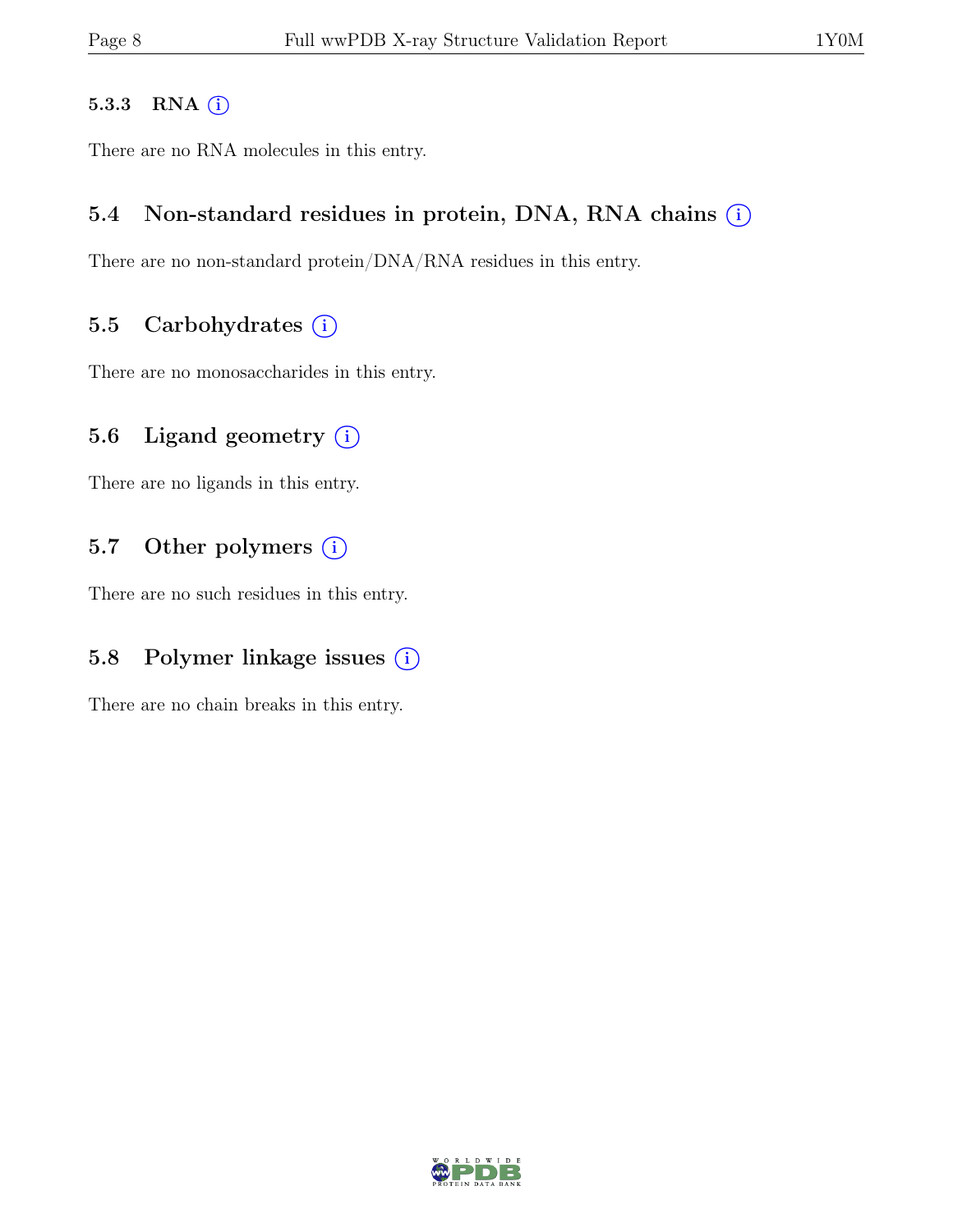### 5.3.3 RNA

There are no RNA molecules in this entry.

## 5.4 Non-standard residues in protein, DNA, RNA chains

There are no non-standard protein/DNA/RNA residues in this entry.

## 5.5 Carbohydrates

There are no monosaccharides in this entry.

## 5.6 Ligand geometry

There are no ligands in this entry.

## 5.7 Other polymers

There are no such residues in this entry.

## 5.8 Polymer linkage issues

There are no chain breaks in this entry.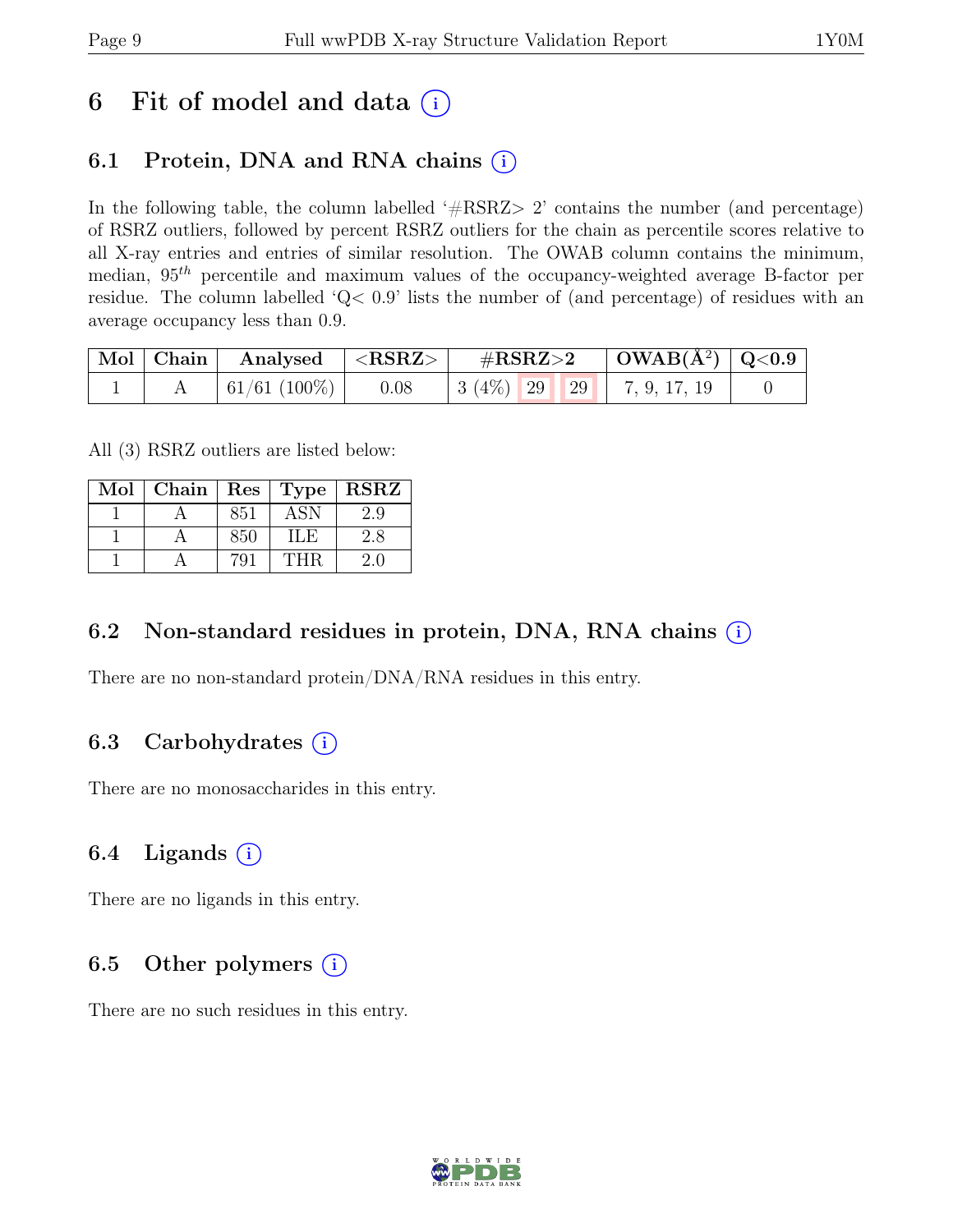# 6 Fit of model and data (i)

## 6.1 Protein, DNA and RNA chains (i)

In the following table, the column labelled '#RSRZ> 2' contains the number (and percentage) of RSRZ outliers, followed by percent RSRZ outliers for the chain as percentile scores relative to all X-ray entries and entries of similar resolution. The OWAB column contains the minimum, median, $95^{th}$ percentile and maximum values of the occupancy-weighted average B-factor per residue. The column labelled 'Q< 0.9' lists the number of (and percentage) of residues with an average occupancy less than 0.9.

| Mol | Chain | Analysed | <RSRZ> | #RSRZ>2 | | | OWAB(Å$^2$) | Q<0.9 |
|---|---|---|---|---|---|---|---|---|
| 1 | A | 61/61 (100%) | 0.08 | 3 (4%) | 29 | 29 | 7, 9, 17, 19 | 0 |

All (3) RSRZ outliers are listed below:

| Mol | Chain | Res | Type | RSRZ |
|---|---|---|---|---|
| 1 | A | 851 | ASN | 2.9 |
| 1 | A | 850 | ILE | 2.8 |
| 1 | A | 791 | THR | 2.0 |

## 6.2 Non-standard residues in protein, DNA, RNA chains (i)

There are no non-standard protein/DNA/RNA residues in this entry.

## 6.3 Carbohydrates (i)

There are no monosaccharides in this entry.

## 6.4 Ligands (i)

There are no ligands in this entry.

## 6.5 Other polymers (i)

There are no such residues in this entry.